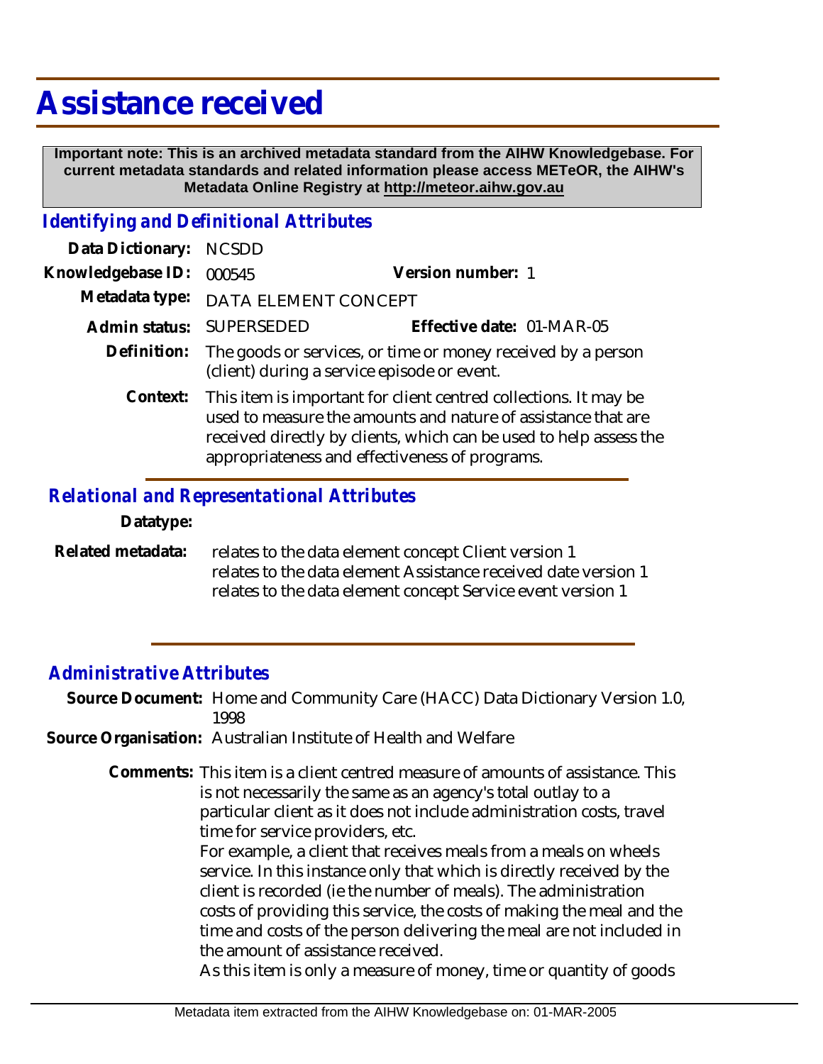# Assistance received

**Important note: This is an archived metadata standard from the AIHW Knowledgebase. For current metadata standards and related information please access METeOR, the AIHW's Metadata Online Registry at http://meteor.aihw.gov.au**

## *Identifying and Definitional Attributes*

**Data Dictionary:** NCSDD

**Knowledgebase ID:** 000545 **Version number:** 1

**Metadata type:** DATA ELEMENT CONCEPT

**Admin status:** SUPERSEDED **Effective date:** 01-MAR-05

**Definition:** The goods or services, or time or money received by a person (client) during a service episode or event.

**Context:** This item is important for client centred collections. It may be used to measure the amounts and nature of assistance that are received directly by clients, which can be used to help assess the appropriateness and effectiveness of programs.

## *Relational and Representational Attributes*

**Datatype:**

**Related metadata:** relates to the data element concept Client version 1
relates to the data element Assistance received date version 1
relates to the data element concept Service event version 1

## *Administrative Attributes*

**Source Document:** Home and Community Care (HACC) Data Dictionary Version 1.0, 1998

**Source Organisation:** Australian Institute of Health and Welfare

**Comments:** This item is a client centred measure of amounts of assistance. This is not necessarily the same as an agency's total outlay to a particular client as it does not include administration costs, travel time for service providers, etc.
For example, a client that receives meals from a meals on wheels service. In this instance only that which is directly received by the client is recorded (ie the number of meals). The administration costs of providing this service, the costs of making the meal and the time and costs of the person delivering the meal are not included in the amount of assistance received.
As this item is only a measure of money, time or quantity of goods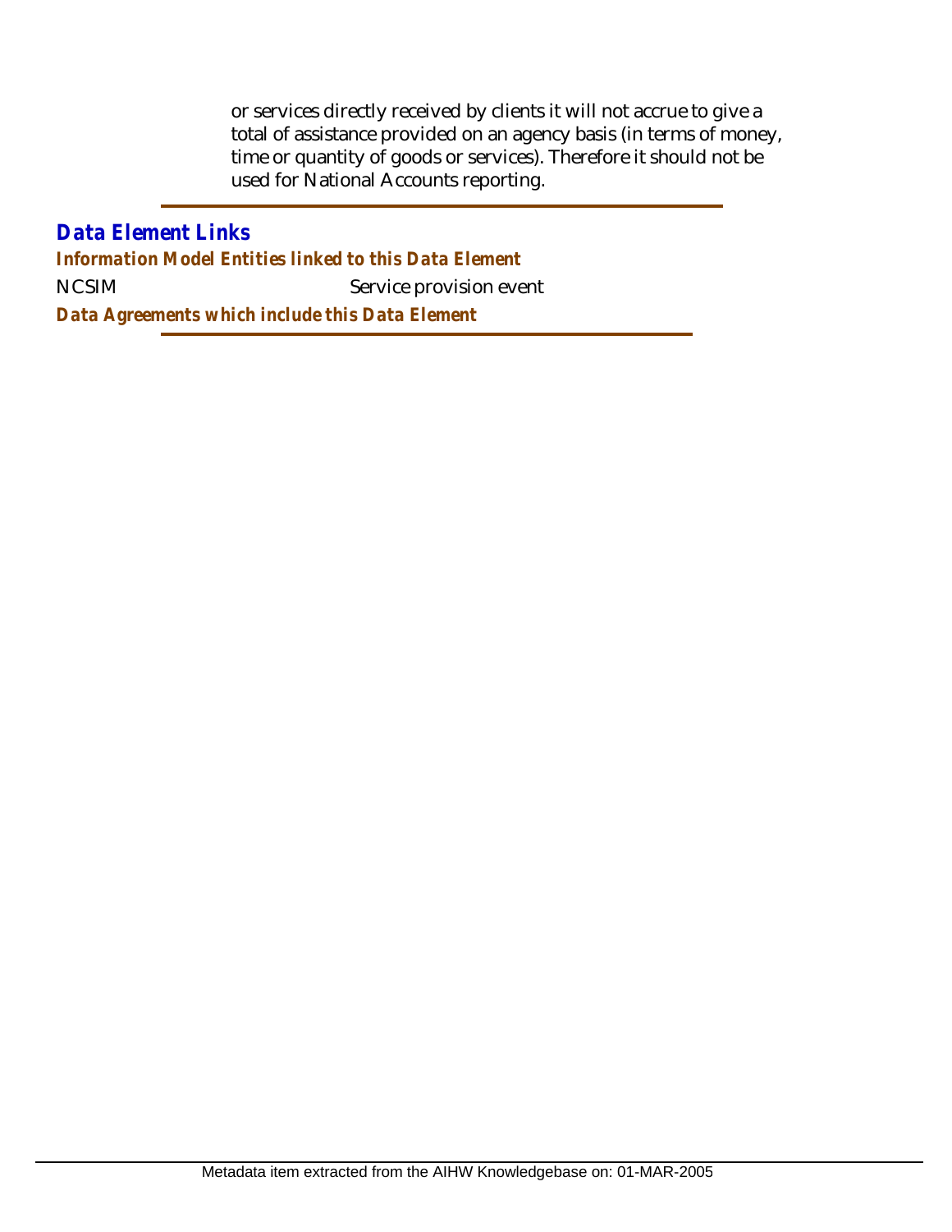or services directly received by clients it will not accrue to give a total of assistance provided on an agency basis (in terms of money, time or quantity of goods or services). Therefore it should not be used for National Accounts reporting.

## Data Element Links

### Information Model Entities linked to this Data Element

| | |
|---|---|
| NCSIM | Service provision event |

### Data Agreements which include this Data Element